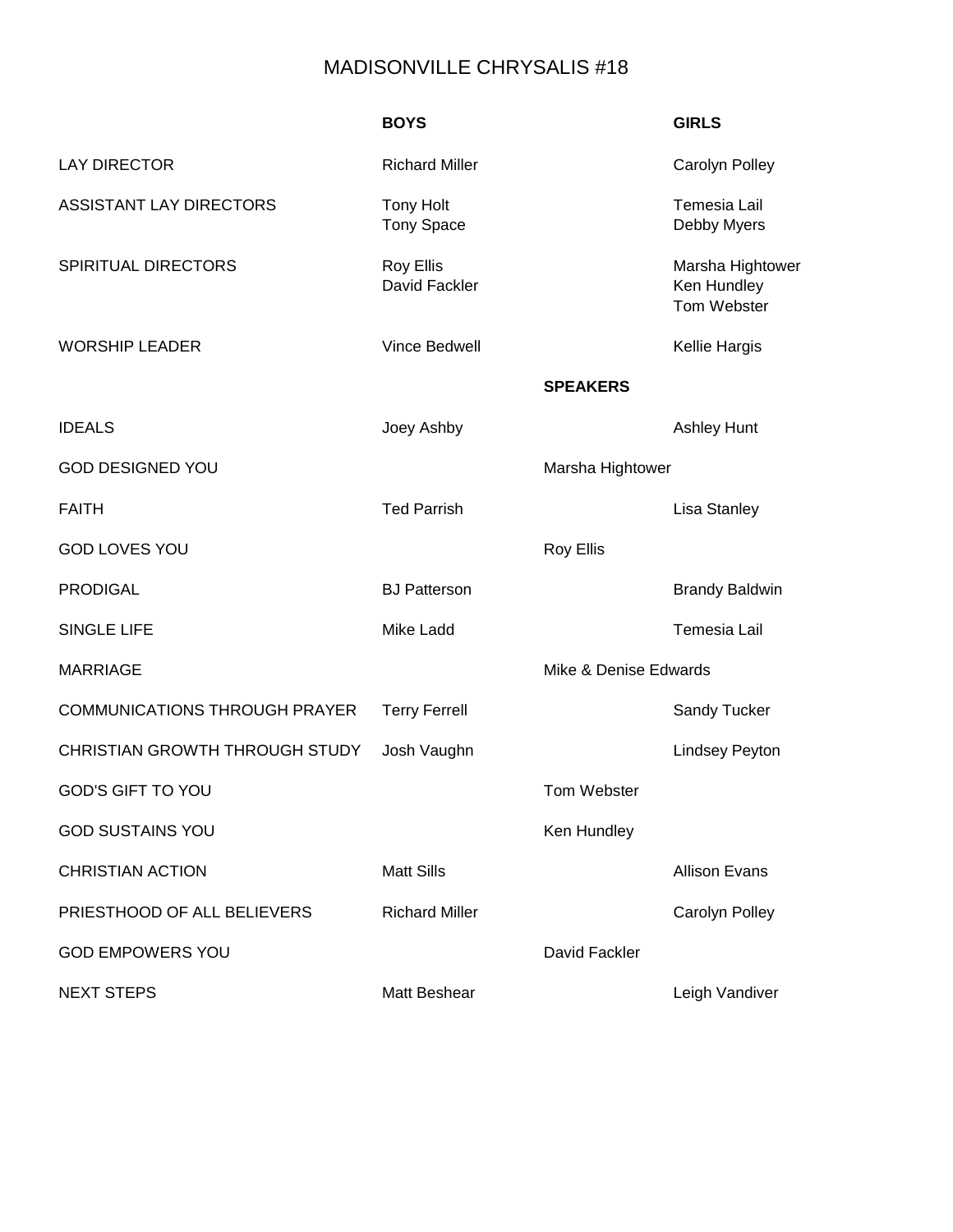# MADISONVILLE CHRYSALIS #18

| | BOYS | | GIRLS |
|---|---|---|---|
| LAY DIRECTOR | Richard Miller | | Carolyn Polley |
| ASSISTANT LAY DIRECTORS | Tony Holt<br>Tony Space | | Temesia Lail<br>Debby Myers |
| SPIRITUAL DIRECTORS | Roy Ellis<br>David Fackler | | Marsha Hightower<br>Ken Hundley<br>Tom Webster |
| WORSHIP LEADER | Vince Bedwell | | Kellie Hargis |
| | | **SPEAKERS** | |
| IDEALS | Joey Ashby | | Ashley Hunt |
| GOD DESIGNED YOU | | Marsha Hightower | |
| FAITH | Ted Parrish | | Lisa Stanley |
| GOD LOVES YOU | | Roy Ellis | |
| PRODIGAL | BJ Patterson | | Brandy Baldwin |
| SINGLE LIFE | Mike Ladd | | Temesia Lail |
| MARRIAGE | | Mike & Denise Edwards | |
| COMMUNICATIONS THROUGH PRAYER | Terry Ferrell | | Sandy Tucker |
| CHRISTIAN GROWTH THROUGH STUDY | Josh Vaughn | | Lindsey Peyton |
| GOD'S GIFT TO YOU | | Tom Webster | |
| GOD SUSTAINS YOU | | Ken Hundley | |
| CHRISTIAN ACTION | Matt Sills | | Allison Evans |
| PRIESTHOOD OF ALL BELIEVERS | Richard Miller | | Carolyn Polley |
| GOD EMPOWERS YOU | | David Fackler | |
| NEXT STEPS | Matt Beshear | | Leigh Vandiver |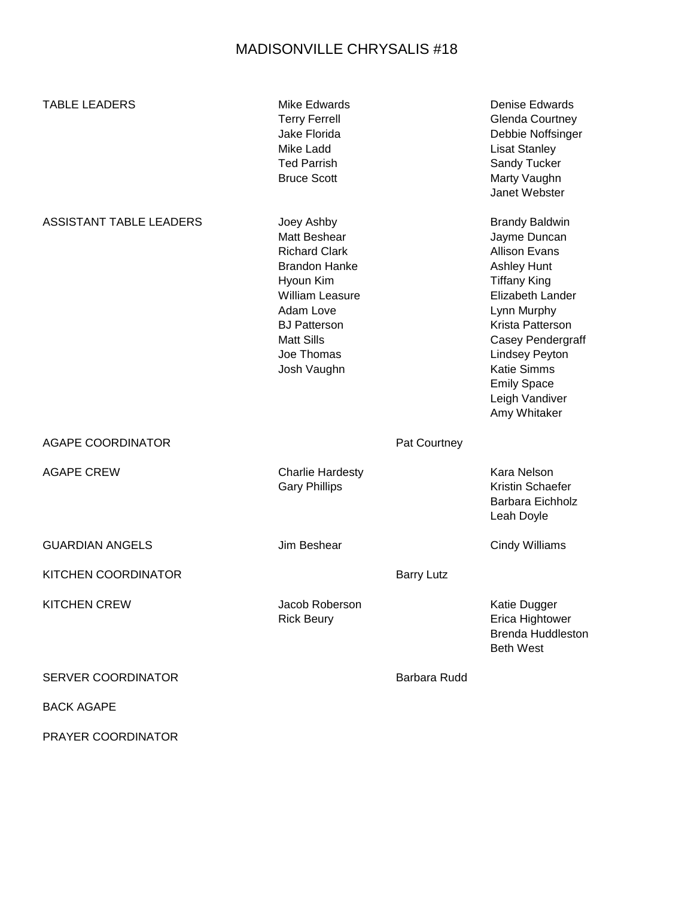# MADISONVILLE CHRYSALIS #18

| | | | |
|---|---|---|---|
| TABLE LEADERS | Mike Edwards<br>Terry Ferrell<br>Jake Florida<br>Mike Ladd<br>Ted Parrish<br>Bruce Scott | | Denise Edwards<br>Glenda Courtney<br>Debbie Noffsinger<br>Lisat Stanley<br>Sandy Tucker<br>Marty Vaughn<br>Janet Webster |
| ASSISTANT TABLE LEADERS | Joey Ashby<br>Matt Beshear<br>Richard Clark<br>Brandon Hanke<br>Hyoun Kim<br>William Leasure<br>Adam Love<br>BJ Patterson<br>Matt Sills<br>Joe Thomas<br>Josh Vaughn | | Brandy Baldwin<br>Jayme Duncan<br>Allison Evans<br>Ashley Hunt<br>Tiffany King<br>Elizabeth Lander<br>Lynn Murphy<br>Krista Patterson<br>Casey Pendergraff<br>Lindsey Peyton<br>Katie Simms<br>Emily Space<br>Leigh Vandiver<br>Amy Whitaker |
| AGAPE COORDINATOR | | Pat Courtney | |
| AGAPE CREW | Charlie Hardesty<br>Gary Phillips | | Kara Nelson<br>Kristin Schaefer<br>Barbara Eichholz<br>Leah Doyle |
| GUARDIAN ANGELS | Jim Beshear | | Cindy Williams |
| KITCHEN COORDINATOR | | Barry Lutz | |
| KITCHEN CREW | Jacob Roberson<br>Rick Beury | | Katie Dugger<br>Erica Hightower<br>Brenda Huddleston<br>Beth West |
| SERVER COORDINATOR | | Barbara Rudd | |
| BACK AGAPE | | | |
| PRAYER COORDINATOR | | | |